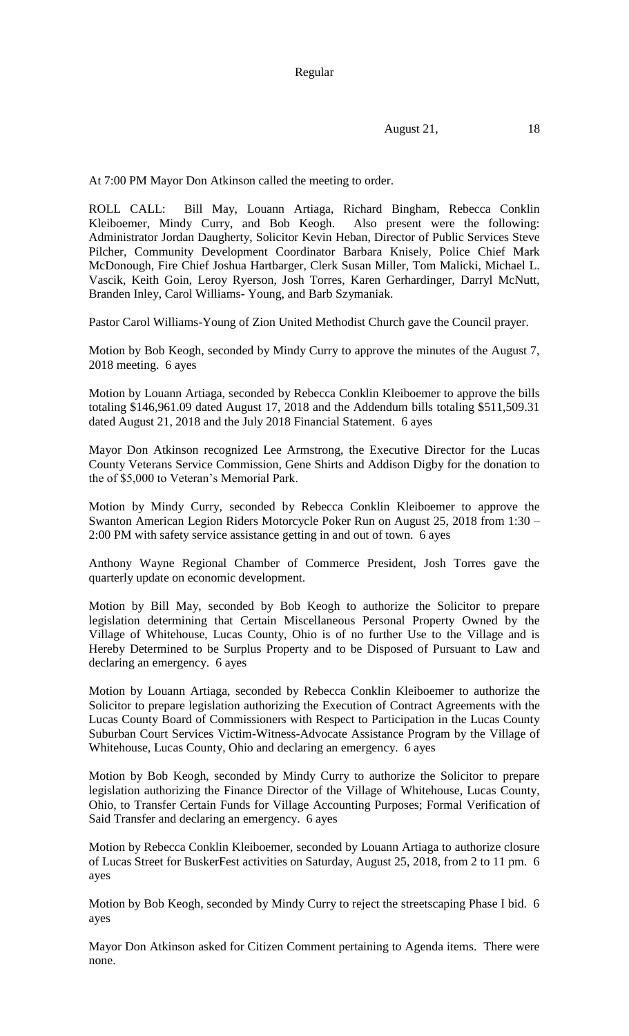Regular

August 21, 18

At 7:00 PM Mayor Don Atkinson called the meeting to order.

ROLL CALL: Bill May, Louann Artiaga, Richard Bingham, Rebecca Conklin Kleiboemer, Mindy Curry, and Bob Keogh. Also present were the following: Administrator Jordan Daugherty, Solicitor Kevin Heban, Director of Public Services Steve Pilcher, Community Development Coordinator Barbara Knisely, Police Chief Mark McDonough, Fire Chief Joshua Hartbarger, Clerk Susan Miller, Tom Malicki, Michael L. Vascik, Keith Goin, Leroy Ryerson, Josh Torres, Karen Gerhardinger, Darryl McNutt, Branden Inley, Carol Williams- Young, and Barb Szymaniak.

Pastor Carol Williams-Young of Zion United Methodist Church gave the Council prayer.

Motion by Bob Keogh, seconded by Mindy Curry to approve the minutes of the August 7, 2018 meeting. 6 ayes

Motion by Louann Artiaga, seconded by Rebecca Conklin Kleiboemer to approve the bills totaling $146,961.09 dated August 17, 2018 and the Addendum bills totaling $511,509.31 dated August 21, 2018 and the July 2018 Financial Statement. 6 ayes

Mayor Don Atkinson recognized Lee Armstrong, the Executive Director for the Lucas County Veterans Service Commission, Gene Shirts and Addison Digby for the donation to the of $5,000 to Veteran's Memorial Park.

Motion by Mindy Curry, seconded by Rebecca Conklin Kleiboemer to approve the Swanton American Legion Riders Motorcycle Poker Run on August 25, 2018 from 1:30 – 2:00 PM with safety service assistance getting in and out of town. 6 ayes

Anthony Wayne Regional Chamber of Commerce President, Josh Torres gave the quarterly update on economic development.

Motion by Bill May, seconded by Bob Keogh to authorize the Solicitor to prepare legislation determining that Certain Miscellaneous Personal Property Owned by the Village of Whitehouse, Lucas County, Ohio is of no further Use to the Village and is Hereby Determined to be Surplus Property and to be Disposed of Pursuant to Law and declaring an emergency. 6 ayes

Motion by Louann Artiaga, seconded by Rebecca Conklin Kleiboemer to authorize the Solicitor to prepare legislation authorizing the Execution of Contract Agreements with the Lucas County Board of Commissioners with Respect to Participation in the Lucas County Suburban Court Services Victim-Witness-Advocate Assistance Program by the Village of Whitehouse, Lucas County, Ohio and declaring an emergency. 6 ayes

Motion by Bob Keogh, seconded by Mindy Curry to authorize the Solicitor to prepare legislation authorizing the Finance Director of the Village of Whitehouse, Lucas County, Ohio, to Transfer Certain Funds for Village Accounting Purposes; Formal Verification of Said Transfer and declaring an emergency. 6 ayes

Motion by Rebecca Conklin Kleiboemer, seconded by Louann Artiaga to authorize closure of Lucas Street for BuskerFest activities on Saturday, August 25, 2018, from 2 to 11 pm. 6 ayes

Motion by Bob Keogh, seconded by Mindy Curry to reject the streetscaping Phase I bid. 6 ayes

Mayor Don Atkinson asked for Citizen Comment pertaining to Agenda items. There were none.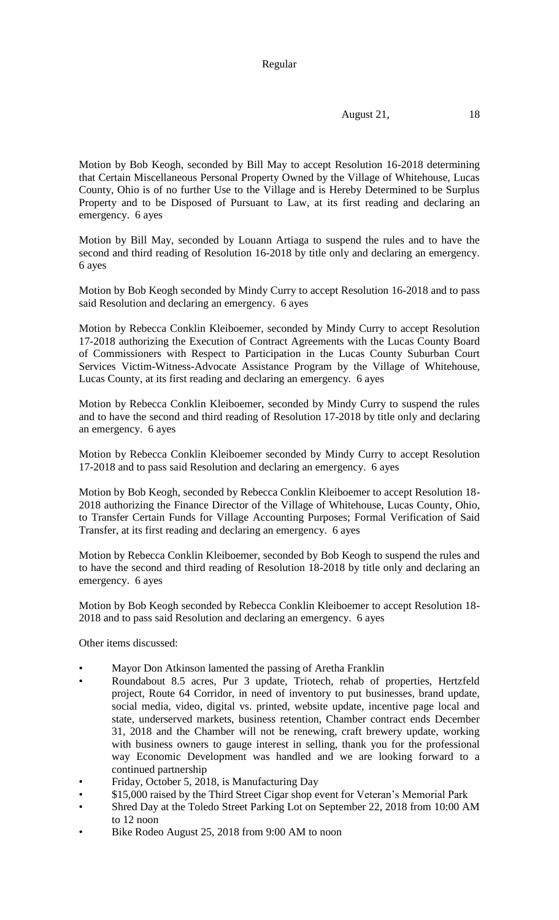Motion by Bob Keogh, seconded by Bill May to accept Resolution 16-2018 determining that Certain Miscellaneous Personal Property Owned by the Village of Whitehouse, Lucas County, Ohio is of no further Use to the Village and is Hereby Determined to be Surplus Property and to be Disposed of Pursuant to Law, at its first reading and declaring an emergency. 6 ayes

Motion by Bill May, seconded by Louann Artiaga to suspend the rules and to have the second and third reading of Resolution 16-2018 by title only and declaring an emergency. 6 ayes

Motion by Bob Keogh seconded by Mindy Curry to accept Resolution 16-2018 and to pass said Resolution and declaring an emergency. 6 ayes

Motion by Rebecca Conklin Kleiboemer, seconded by Mindy Curry to accept Resolution 17-2018 authorizing the Execution of Contract Agreements with the Lucas County Board of Commissioners with Respect to Participation in the Lucas County Suburban Court Services Victim-Witness-Advocate Assistance Program by the Village of Whitehouse, Lucas County, at its first reading and declaring an emergency. 6 ayes

Motion by Rebecca Conklin Kleiboemer, seconded by Mindy Curry to suspend the rules and to have the second and third reading of Resolution 17-2018 by title only and declaring an emergency. 6 ayes

Motion by Rebecca Conklin Kleiboemer seconded by Mindy Curry to accept Resolution 17-2018 and to pass said Resolution and declaring an emergency. 6 ayes

Motion by Bob Keogh, seconded by Rebecca Conklin Kleiboemer to accept Resolution 18-2018 authorizing the Finance Director of the Village of Whitehouse, Lucas County, Ohio, to Transfer Certain Funds for Village Accounting Purposes; Formal Verification of Said Transfer, at its first reading and declaring an emergency. 6 ayes

Motion by Rebecca Conklin Kleiboemer, seconded by Bob Keogh to suspend the rules and to have the second and third reading of Resolution 18-2018 by title only and declaring an emergency. 6 ayes

Motion by Bob Keogh seconded by Rebecca Conklin Kleiboemer to accept Resolution 18-2018 and to pass said Resolution and declaring an emergency. 6 ayes

Other items discussed:

- Mayor Don Atkinson lamented the passing of Aretha Franklin
- Roundabout 8.5 acres, Pur 3 update, Triotech, rehab of properties, Hertzfeld project, Route 64 Corridor, in need of inventory to put businesses, brand update, social media, video, digital vs. printed, website update, incentive page local and state, underserved markets, business retention, Chamber contract ends December 31, 2018 and the Chamber will not be renewing, craft brewery update, working with business owners to gauge interest in selling, thank you for the professional way Economic Development was handled and we are looking forward to a continued partnership
- Friday, October 5, 2018, is Manufacturing Day
- $15,000 raised by the Third Street Cigar shop event for Veteran's Memorial Park
- Shred Day at the Toledo Street Parking Lot on September 22, 2018 from 10:00 AM to 12 noon
- Bike Rodeo August 25, 2018 from 9:00 AM to noon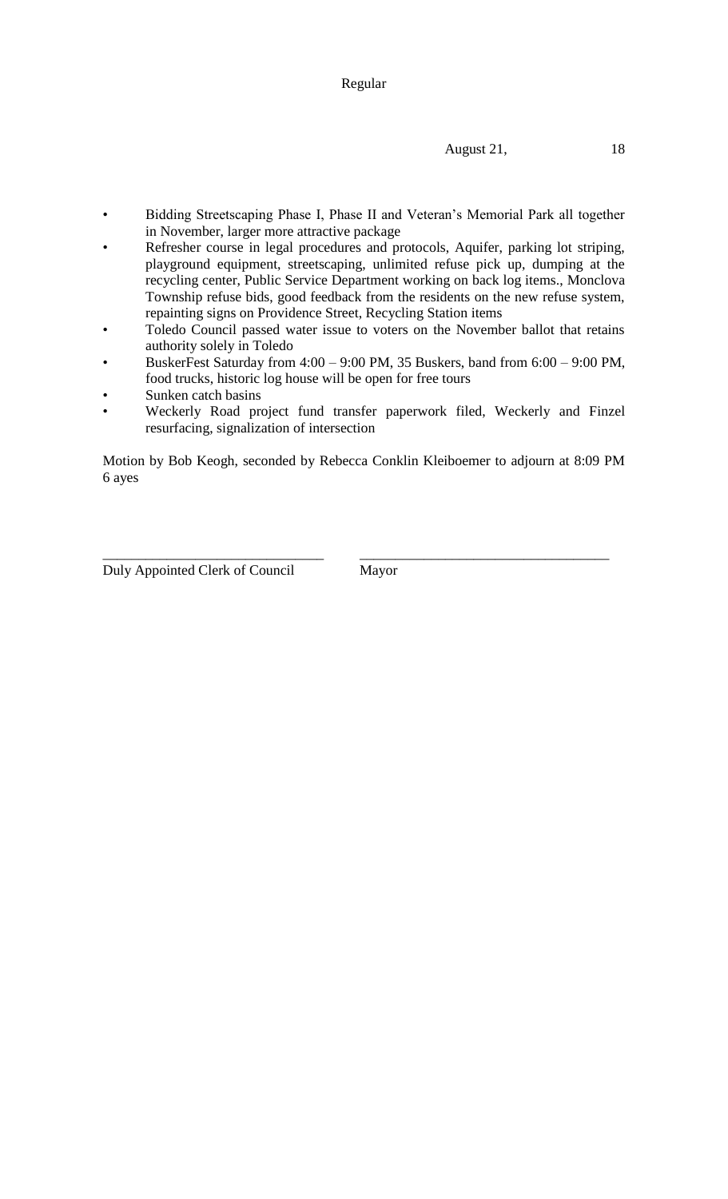- Bidding Streetscaping Phase I, Phase II and Veteran's Memorial Park all together in November, larger more attractive package
- Refresher course in legal procedures and protocols, Aquifer, parking lot striping, playground equipment, streetscaping, unlimited refuse pick up, dumping at the recycling center, Public Service Department working on back log items., Monclova Township refuse bids, good feedback from the residents on the new refuse system, repainting signs on Providence Street, Recycling Station items
- Toledo Council passed water issue to voters on the November ballot that retains authority solely in Toledo
- BuskerFest Saturday from 4:00 – 9:00 PM, 35 Buskers, band from 6:00 – 9:00 PM, food trucks, historic log house will be open for free tours
- Sunken catch basins
- Weckerly Road project fund transfer paperwork filed, Weckerly and Finzel resurfacing, signalization of intersection

Motion by Bob Keogh, seconded by Rebecca Conklin Kleiboemer to adjourn at 8:09 PM
6 ayes

| | |
|---|---|
| _______________________________ | ___________________________________ |
| Duly Appointed Clerk of Council | Mayor |